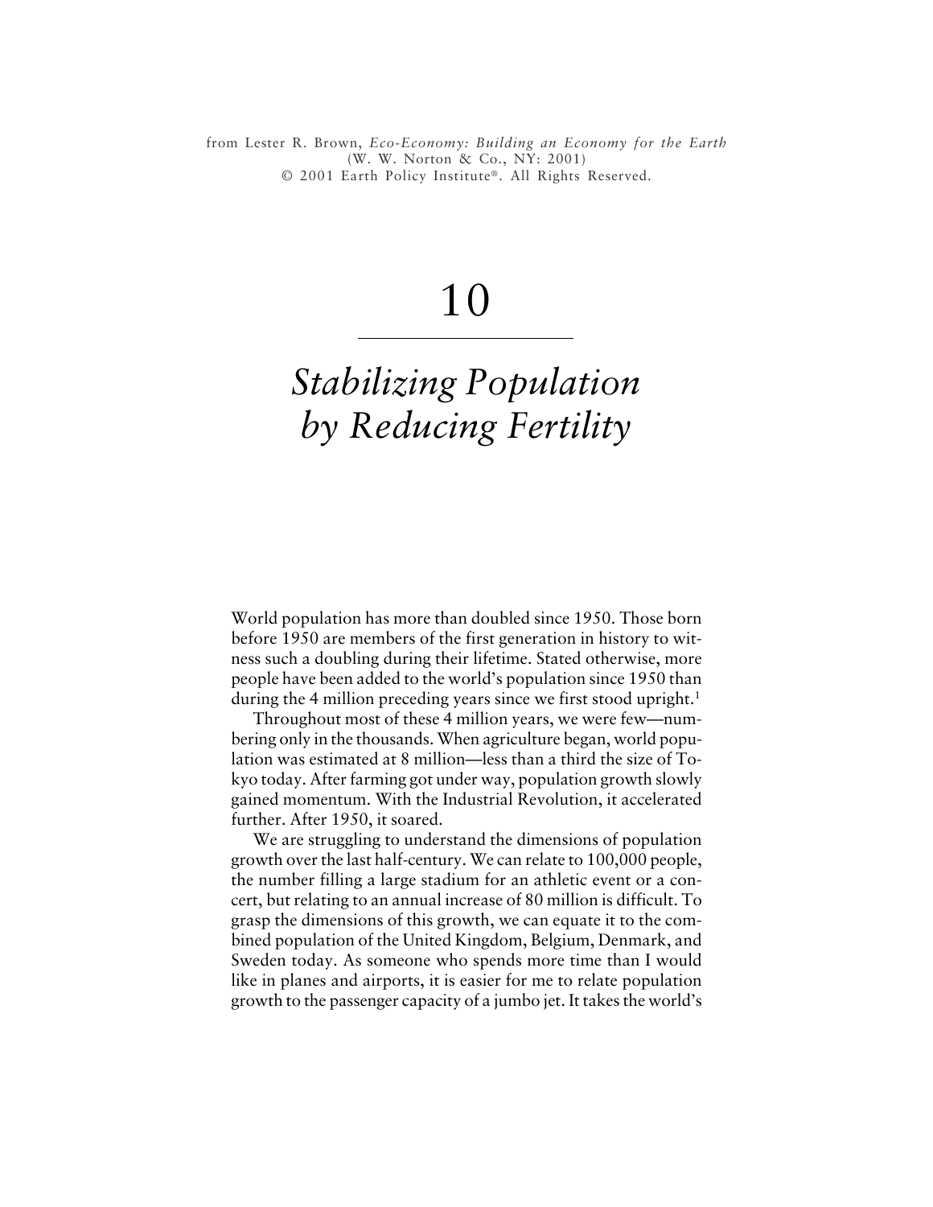from Lester R. Brown, *Eco-Economy: Building an Economy for the Earth* (W. W. Norton & Co., NY: 2001)
© 2001 Earth Policy Institute®. All Rights Reserved.

# 10

# *Stabilizing Population by Reducing Fertility*

World population has more than doubled since 1950. Those born before 1950 are members of the first generation in history to witness such a doubling during their lifetime. Stated otherwise, more people have been added to the world's population since 1950 than during the 4 million preceding years since we first stood upright.[1]

Throughout most of these 4 million years, we were few—numbering only in the thousands. When agriculture began, world population was estimated at 8 million—less than a third the size of Tokyo today. After farming got under way, population growth slowly gained momentum. With the Industrial Revolution, it accelerated further. After 1950, it soared.

We are struggling to understand the dimensions of population growth over the last half-century. We can relate to 100,000 people, the number filling a large stadium for an athletic event or a concert, but relating to an annual increase of 80 million is difficult. To grasp the dimensions of this growth, we can equate it to the combined population of the United Kingdom, Belgium, Denmark, and Sweden today. As someone who spends more time than I would like in planes and airports, it is easier for me to relate population growth to the passenger capacity of a jumbo jet. It takes the world's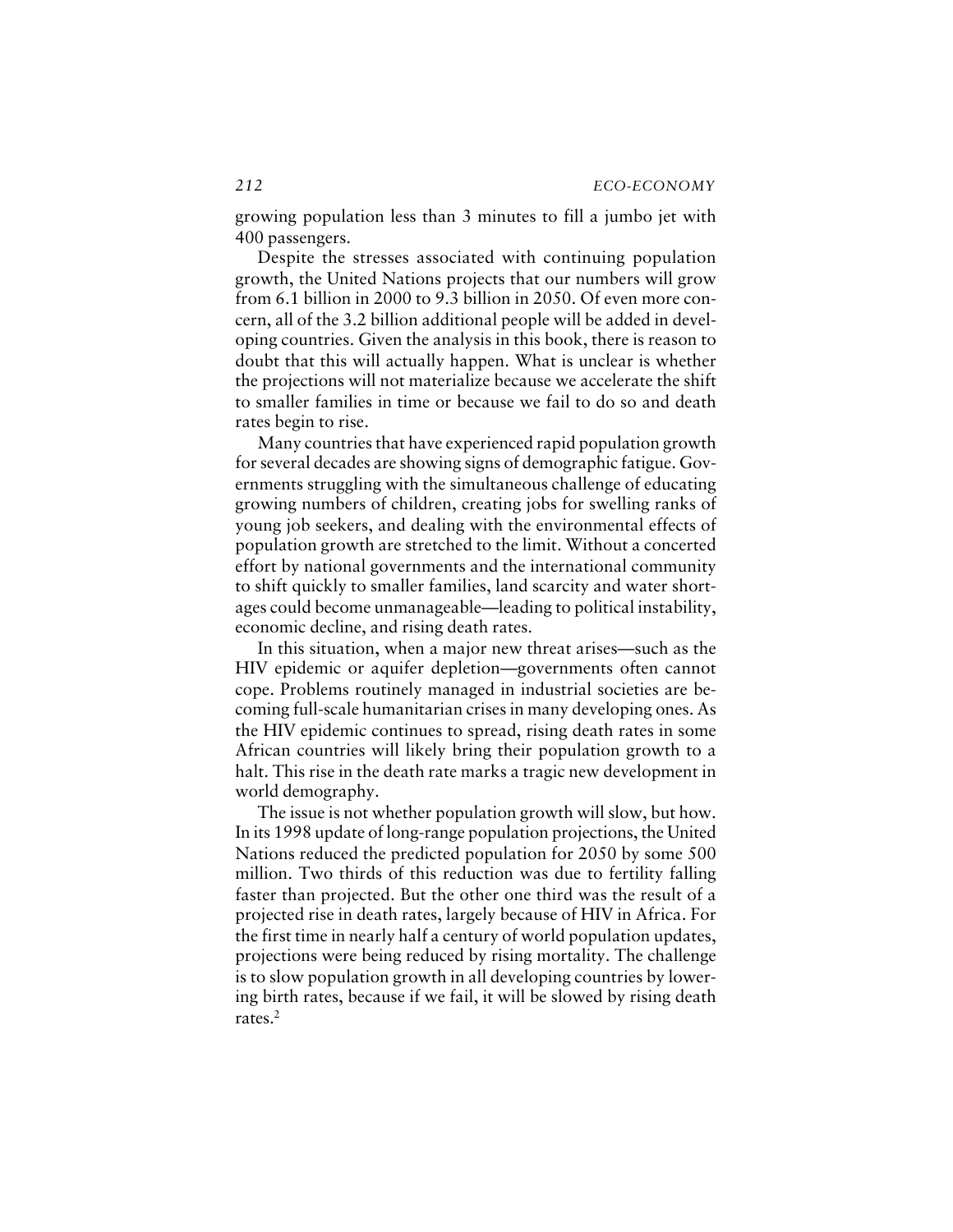growing population less than 3 minutes to fill a jumbo jet with 400 passengers.

Despite the stresses associated with continuing population growth, the United Nations projects that our numbers will grow from 6.1 billion in 2000 to 9.3 billion in 2050. Of even more concern, all of the 3.2 billion additional people will be added in developing countries. Given the analysis in this book, there is reason to doubt that this will actually happen. What is unclear is whether the projections will not materialize because we accelerate the shift to smaller families in time or because we fail to do so and death rates begin to rise.

Many countries that have experienced rapid population growth for several decades are showing signs of demographic fatigue. Governments struggling with the simultaneous challenge of educating growing numbers of children, creating jobs for swelling ranks of young job seekers, and dealing with the environmental effects of population growth are stretched to the limit. Without a concerted effort by national governments and the international community to shift quickly to smaller families, land scarcity and water shortages could become unmanageable—leading to political instability, economic decline, and rising death rates.

In this situation, when a major new threat arises—such as the HIV epidemic or aquifer depletion—governments often cannot cope. Problems routinely managed in industrial societies are becoming full-scale humanitarian crises in many developing ones. As the HIV epidemic continues to spread, rising death rates in some African countries will likely bring their population growth to a halt. This rise in the death rate marks a tragic new development in world demography.

The issue is not whether population growth will slow, but how. In its 1998 update of long-range population projections, the United Nations reduced the predicted population for 2050 by some 500 million. Two thirds of this reduction was due to fertility falling faster than projected. But the other one third was the result of a projected rise in death rates, largely because of HIV in Africa. For the first time in nearly half a century of world population updates, projections were being reduced by rising mortality. The challenge is to slow population growth in all developing countries by lowering birth rates, because if we fail, it will be slowed by rising death rates.[2]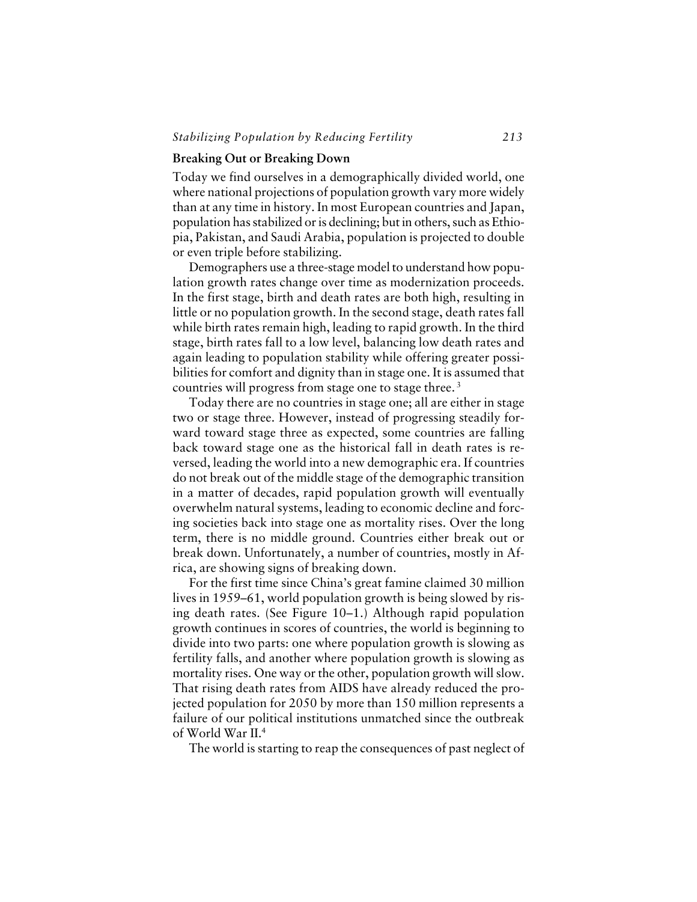### Breaking Out or Breaking Down

Today we find ourselves in a demographically divided world, one where national projections of population growth vary more widely than at any time in history. In most European countries and Japan, population has stabilized or is declining; but in others, such as Ethiopia, Pakistan, and Saudi Arabia, population is projected to double or even triple before stabilizing.

Demographers use a three-stage model to understand how population growth rates change over time as modernization proceeds. In the first stage, birth and death rates are both high, resulting in little or no population growth. In the second stage, death rates fall while birth rates remain high, leading to rapid growth. In the third stage, birth rates fall to a low level, balancing low death rates and again leading to population stability while offering greater possibilities for comfort and dignity than in stage one. It is assumed that countries will progress from stage one to stage three.[3]

Today there are no countries in stage one; all are either in stage two or stage three. However, instead of progressing steadily forward toward stage three as expected, some countries are falling back toward stage one as the historical fall in death rates is reversed, leading the world into a new demographic era. If countries do not break out of the middle stage of the demographic transition in a matter of decades, rapid population growth will eventually overwhelm natural systems, leading to economic decline and forcing societies back into stage one as mortality rises. Over the long term, there is no middle ground. Countries either break out or break down. Unfortunately, a number of countries, mostly in Africa, are showing signs of breaking down.

For the first time since China's great famine claimed 30 million lives in 1959–61, world population growth is being slowed by rising death rates. (See Figure 10–1.) Although rapid population growth continues in scores of countries, the world is beginning to divide into two parts: one where population growth is slowing as fertility falls, and another where population growth is slowing as mortality rises. One way or the other, population growth will slow. That rising death rates from AIDS have already reduced the projected population for 2050 by more than 150 million represents a failure of our political institutions unmatched since the outbreak of World War II.[4]

The world is starting to reap the consequences of past neglect of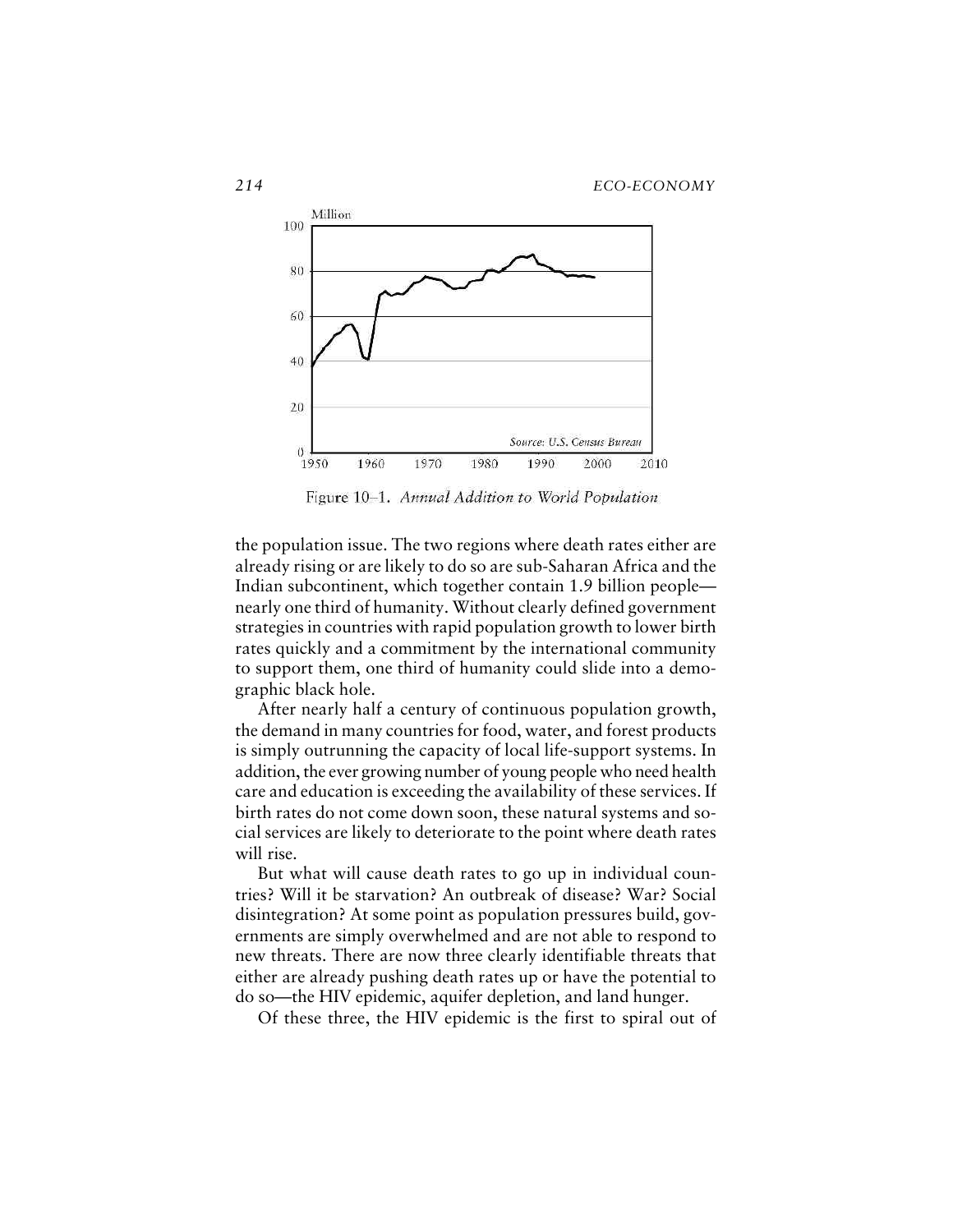Figure 10–1. *Annual Addition to World Population*

the population issue. The two regions where death rates either are already rising or are likely to do so are sub-Saharan Africa and the Indian subcontinent, which together contain 1.9 billion people—nearly one third of humanity. Without clearly defined government strategies in countries with rapid population growth to lower birth rates quickly and a commitment by the international community to support them, one third of humanity could slide into a demographic black hole.

After nearly half a century of continuous population growth, the demand in many countries for food, water, and forest products is simply outrunning the capacity of local life-support systems. In addition, the ever growing number of young people who need health care and education is exceeding the availability of these services. If birth rates do not come down soon, these natural systems and social services are likely to deteriorate to the point where death rates will rise.

But what will cause death rates to go up in individual countries? Will it be starvation? An outbreak of disease? War? Social disintegration? At some point as population pressures build, governments are simply overwhelmed and are not able to respond to new threats. There are now three clearly identifiable threats that either are already pushing death rates up or have the potential to do so—the HIV epidemic, aquifer depletion, and land hunger.

Of these three, the HIV epidemic is the first to spiral out of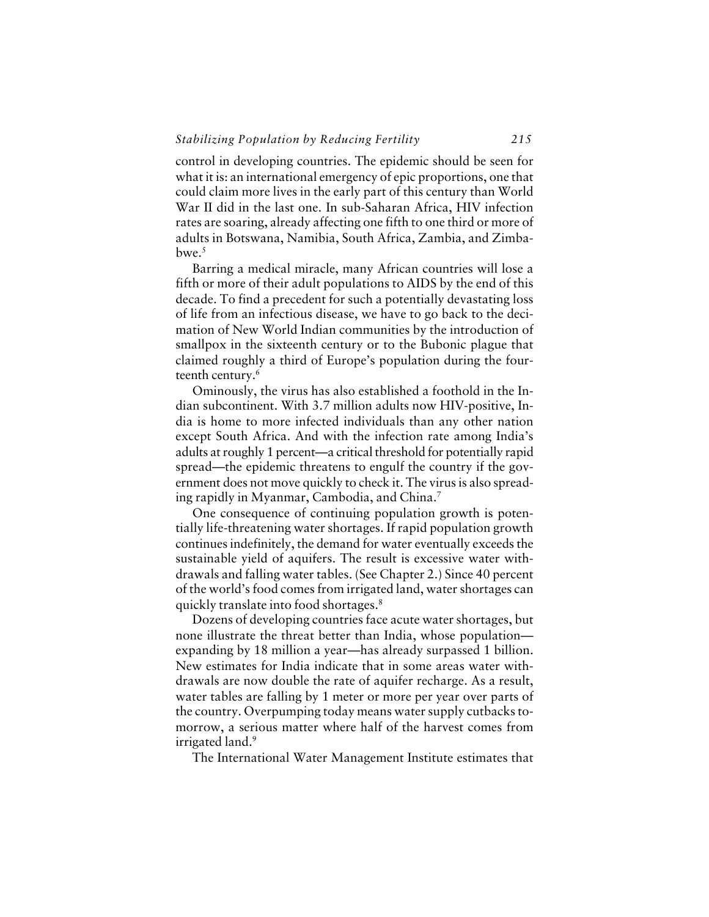control in developing countries. The epidemic should be seen for what it is: an international emergency of epic proportions, one that could claim more lives in the early part of this century than World War II did in the last one. In sub-Saharan Africa, HIV infection rates are soaring, already affecting one fifth to one third or more of adults in Botswana, Namibia, South Africa, Zambia, and Zimbabwe.[5]

Barring a medical miracle, many African countries will lose a fifth or more of their adult populations to AIDS by the end of this decade. To find a precedent for such a potentially devastating loss of life from an infectious disease, we have to go back to the decimation of New World Indian communities by the introduction of smallpox in the sixteenth century or to the Bubonic plague that claimed roughly a third of Europe's population during the fourteenth century.[6]

Ominously, the virus has also established a foothold in the Indian subcontinent. With 3.7 million adults now HIV-positive, India is home to more infected individuals than any other nation except South Africa. And with the infection rate among India's adults at roughly 1 percent—a critical threshold for potentially rapid spread—the epidemic threatens to engulf the country if the government does not move quickly to check it. The virus is also spreading rapidly in Myanmar, Cambodia, and China.[7]

One consequence of continuing population growth is potentially life-threatening water shortages. If rapid population growth continues indefinitely, the demand for water eventually exceeds the sustainable yield of aquifers. The result is excessive water withdrawals and falling water tables. (See Chapter 2.) Since 40 percent of the world's food comes from irrigated land, water shortages can quickly translate into food shortages.[8]

Dozens of developing countries face acute water shortages, but none illustrate the threat better than India, whose population—expanding by 18 million a year—has already surpassed 1 billion. New estimates for India indicate that in some areas water withdrawals are now double the rate of aquifer recharge. As a result, water tables are falling by 1 meter or more per year over parts of the country. Overpumping today means water supply cutbacks tomorrow, a serious matter where half of the harvest comes from irrigated land.[9]

The International Water Management Institute estimates that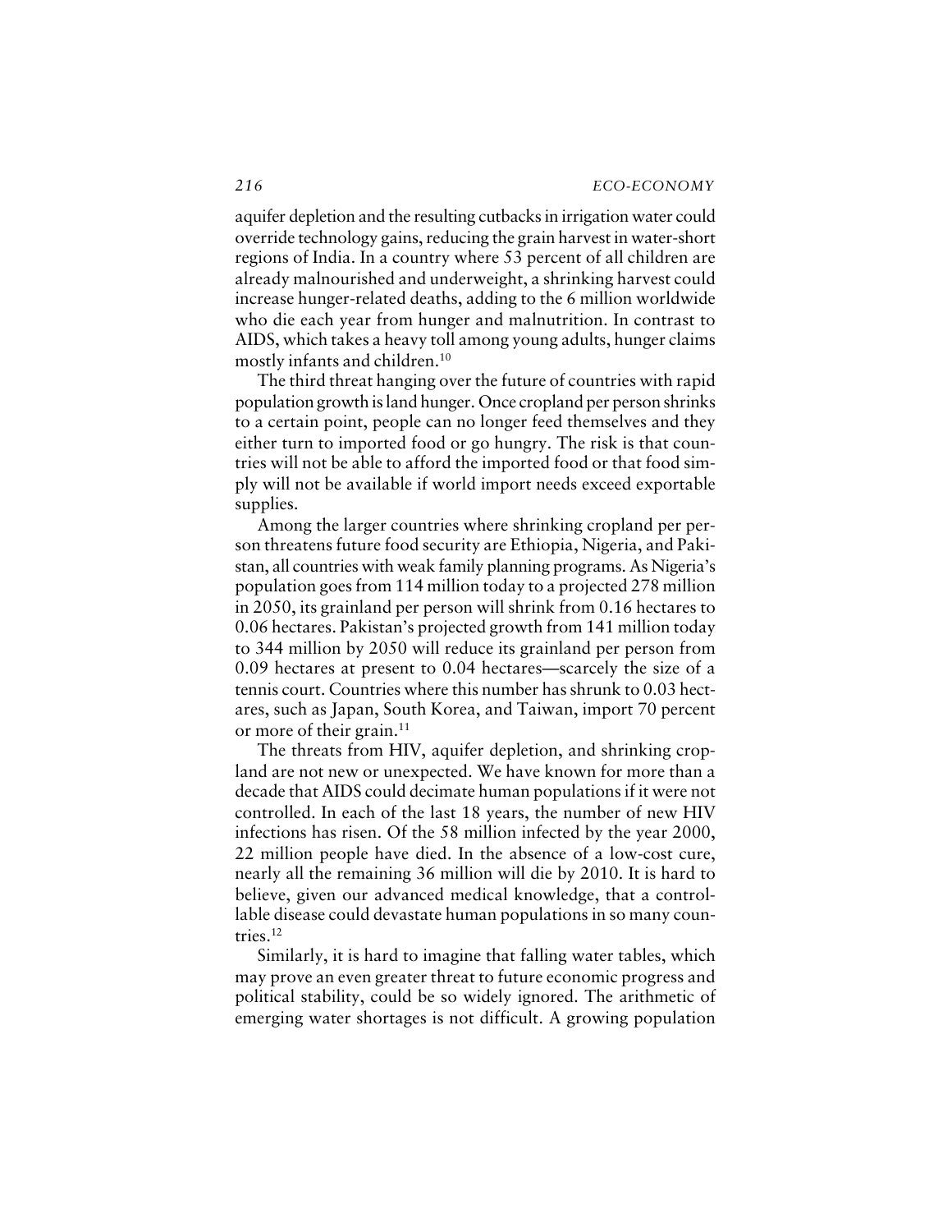aquifer depletion and the resulting cutbacks in irrigation water could override technology gains, reducing the grain harvest in water-short regions of India. In a country where 53 percent of all children are already malnourished and underweight, a shrinking harvest could increase hunger-related deaths, adding to the 6 million worldwide who die each year from hunger and malnutrition. In contrast to AIDS, which takes a heavy toll among young adults, hunger claims mostly infants and children.[10]

The third threat hanging over the future of countries with rapid population growth is land hunger. Once cropland per person shrinks to a certain point, people can no longer feed themselves and they either turn to imported food or go hungry. The risk is that countries will not be able to afford the imported food or that food simply will not be available if world import needs exceed exportable supplies.

Among the larger countries where shrinking cropland per person threatens future food security are Ethiopia, Nigeria, and Pakistan, all countries with weak family planning programs. As Nigeria's population goes from 114 million today to a projected 278 million in 2050, its grainland per person will shrink from 0.16 hectares to 0.06 hectares. Pakistan's projected growth from 141 million today to 344 million by 2050 will reduce its grainland per person from 0.09 hectares at present to 0.04 hectares—scarcely the size of a tennis court. Countries where this number has shrunk to 0.03 hectares, such as Japan, South Korea, and Taiwan, import 70 percent or more of their grain.[11]

The threats from HIV, aquifer depletion, and shrinking cropland are not new or unexpected. We have known for more than a decade that AIDS could decimate human populations if it were not controlled. In each of the last 18 years, the number of new HIV infections has risen. Of the 58 million infected by the year 2000, 22 million people have died. In the absence of a low-cost cure, nearly all the remaining 36 million will die by 2010. It is hard to believe, given our advanced medical knowledge, that a controllable disease could devastate human populations in so many countries.[12]

Similarly, it is hard to imagine that falling water tables, which may prove an even greater threat to future economic progress and political stability, could be so widely ignored. The arithmetic of emerging water shortages is not difficult. A growing population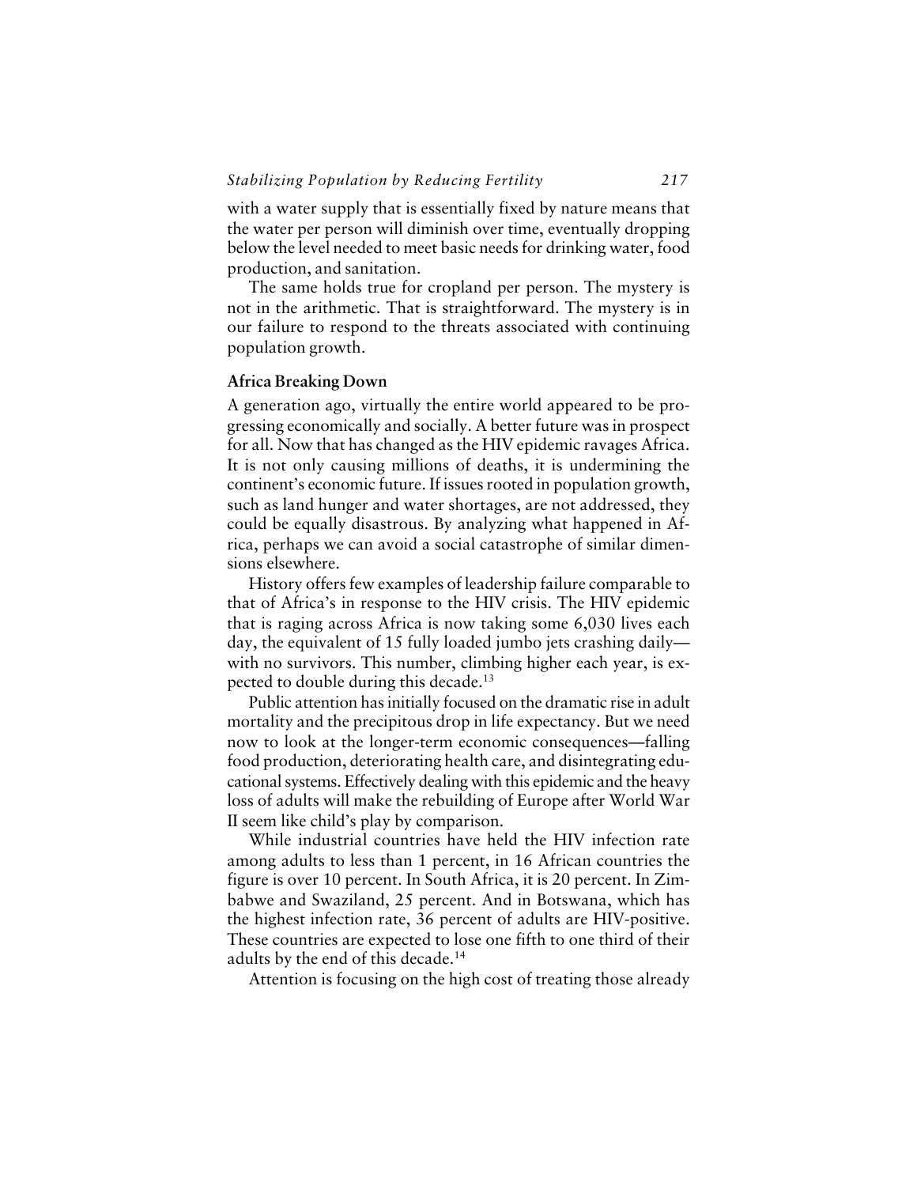with a water supply that is essentially fixed by nature means that the water per person will diminish over time, eventually dropping below the level needed to meet basic needs for drinking water, food production, and sanitation.

The same holds true for cropland per person. The mystery is not in the arithmetic. That is straightforward. The mystery is in our failure to respond to the threats associated with continuing population growth.

### Africa Breaking Down

A generation ago, virtually the entire world appeared to be progressing economically and socially. A better future was in prospect for all. Now that has changed as the HIV epidemic ravages Africa. It is not only causing millions of deaths, it is undermining the continent's economic future. If issues rooted in population growth, such as land hunger and water shortages, are not addressed, they could be equally disastrous. By analyzing what happened in Africa, perhaps we can avoid a social catastrophe of similar dimensions elsewhere.

History offers few examples of leadership failure comparable to that of Africa's in response to the HIV crisis. The HIV epidemic that is raging across Africa is now taking some 6,030 lives each day, the equivalent of 15 fully loaded jumbo jets crashing daily—with no survivors. This number, climbing higher each year, is expected to double during this decade.[13]

Public attention has initially focused on the dramatic rise in adult mortality and the precipitous drop in life expectancy. But we need now to look at the longer-term economic consequences—falling food production, deteriorating health care, and disintegrating educational systems. Effectively dealing with this epidemic and the heavy loss of adults will make the rebuilding of Europe after World War II seem like child's play by comparison.

While industrial countries have held the HIV infection rate among adults to less than 1 percent, in 16 African countries the figure is over 10 percent. In South Africa, it is 20 percent. In Zimbabwe and Swaziland, 25 percent. And in Botswana, which has the highest infection rate, 36 percent of adults are HIV-positive. These countries are expected to lose one fifth to one third of their adults by the end of this decade.[14]

Attention is focusing on the high cost of treating those already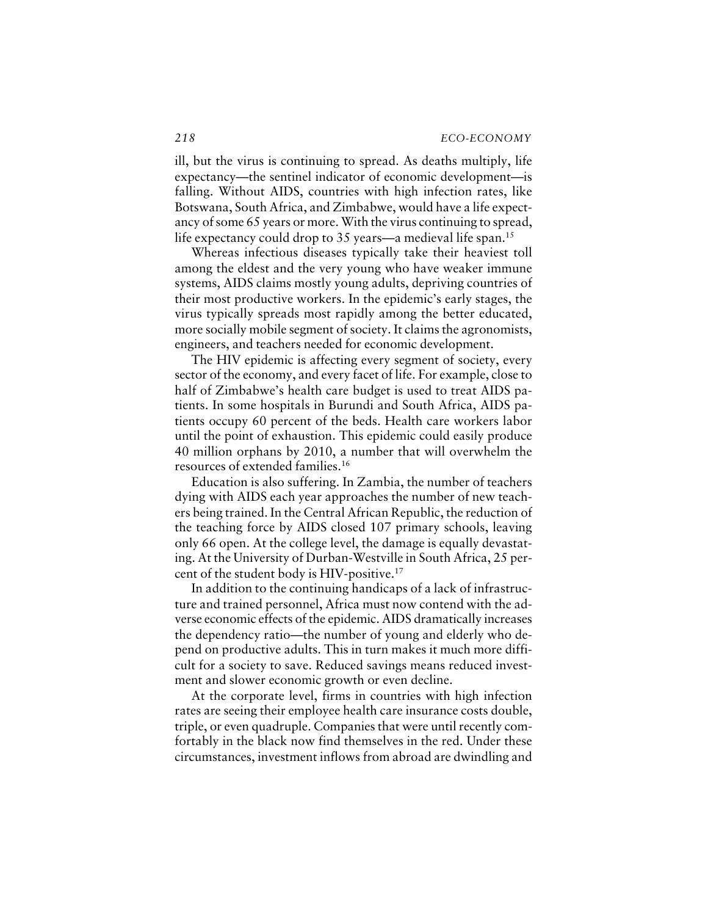ill, but the virus is continuing to spread. As deaths multiply, life expectancy—the sentinel indicator of economic development—is falling. Without AIDS, countries with high infection rates, like Botswana, South Africa, and Zimbabwe, would have a life expectancy of some 65 years or more. With the virus continuing to spread, life expectancy could drop to 35 years—a medieval life span.[15]

Whereas infectious diseases typically take their heaviest toll among the eldest and the very young who have weaker immune systems, AIDS claims mostly young adults, depriving countries of their most productive workers. In the epidemic's early stages, the virus typically spreads most rapidly among the better educated, more socially mobile segment of society. It claims the agronomists, engineers, and teachers needed for economic development.

The HIV epidemic is affecting every segment of society, every sector of the economy, and every facet of life. For example, close to half of Zimbabwe's health care budget is used to treat AIDS patients. In some hospitals in Burundi and South Africa, AIDS patients occupy 60 percent of the beds. Health care workers labor until the point of exhaustion. This epidemic could easily produce 40 million orphans by 2010, a number that will overwhelm the resources of extended families.[16]

Education is also suffering. In Zambia, the number of teachers dying with AIDS each year approaches the number of new teachers being trained. In the Central African Republic, the reduction of the teaching force by AIDS closed 107 primary schools, leaving only 66 open. At the college level, the damage is equally devastating. At the University of Durban-Westville in South Africa, 25 percent of the student body is HIV-positive.[17]

In addition to the continuing handicaps of a lack of infrastructure and trained personnel, Africa must now contend with the adverse economic effects of the epidemic. AIDS dramatically increases the dependency ratio—the number of young and elderly who depend on productive adults. This in turn makes it much more difficult for a society to save. Reduced savings means reduced investment and slower economic growth or even decline.

At the corporate level, firms in countries with high infection rates are seeing their employee health care insurance costs double, triple, or even quadruple. Companies that were until recently comfortably in the black now find themselves in the red. Under these circumstances, investment inflows from abroad are dwindling and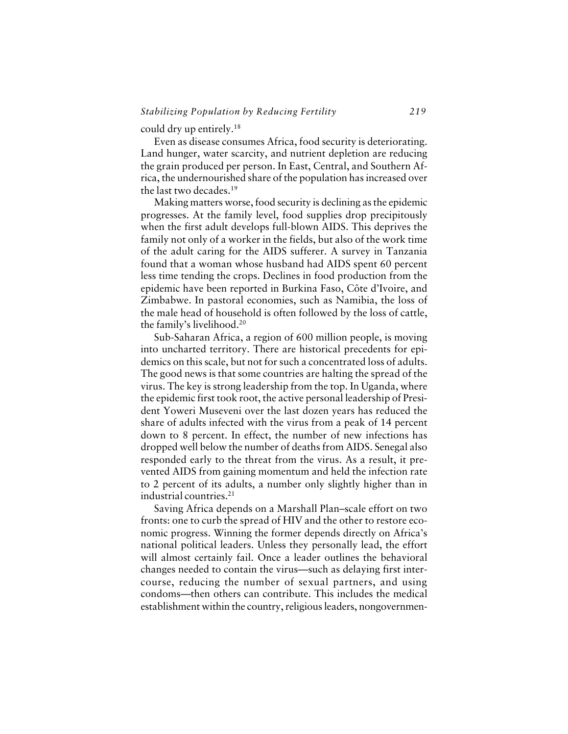could dry up entirely.[18]

Even as disease consumes Africa, food security is deteriorating. Land hunger, water scarcity, and nutrient depletion are reducing the grain produced per person. In East, Central, and Southern Africa, the undernourished share of the population has increased over the last two decades.[19]

Making matters worse, food security is declining as the epidemic progresses. At the family level, food supplies drop precipitously when the first adult develops full-blown AIDS. This deprives the family not only of a worker in the fields, but also of the work time of the adult caring for the AIDS sufferer. A survey in Tanzania found that a woman whose husband had AIDS spent 60 percent less time tending the crops. Declines in food production from the epidemic have been reported in Burkina Faso, Côte d'Ivoire, and Zimbabwe. In pastoral economies, such as Namibia, the loss of the male head of household is often followed by the loss of cattle, the family's livelihood.[20]

Sub-Saharan Africa, a region of 600 million people, is moving into uncharted territory. There are historical precedents for epidemics on this scale, but not for such a concentrated loss of adults. The good news is that some countries are halting the spread of the virus. The key is strong leadership from the top. In Uganda, where the epidemic first took root, the active personal leadership of President Yoweri Museveni over the last dozen years has reduced the share of adults infected with the virus from a peak of 14 percent down to 8 percent. In effect, the number of new infections has dropped well below the number of deaths from AIDS. Senegal also responded early to the threat from the virus. As a result, it prevented AIDS from gaining momentum and held the infection rate to 2 percent of its adults, a number only slightly higher than in industrial countries.[21]

Saving Africa depends on a Marshall Plan–scale effort on two fronts: one to curb the spread of HIV and the other to restore economic progress. Winning the former depends directly on Africa's national political leaders. Unless they personally lead, the effort will almost certainly fail. Once a leader outlines the behavioral changes needed to contain the virus—such as delaying first intercourse, reducing the number of sexual partners, and using condoms—then others can contribute. This includes the medical establishment within the country, religious leaders, nongovernmen-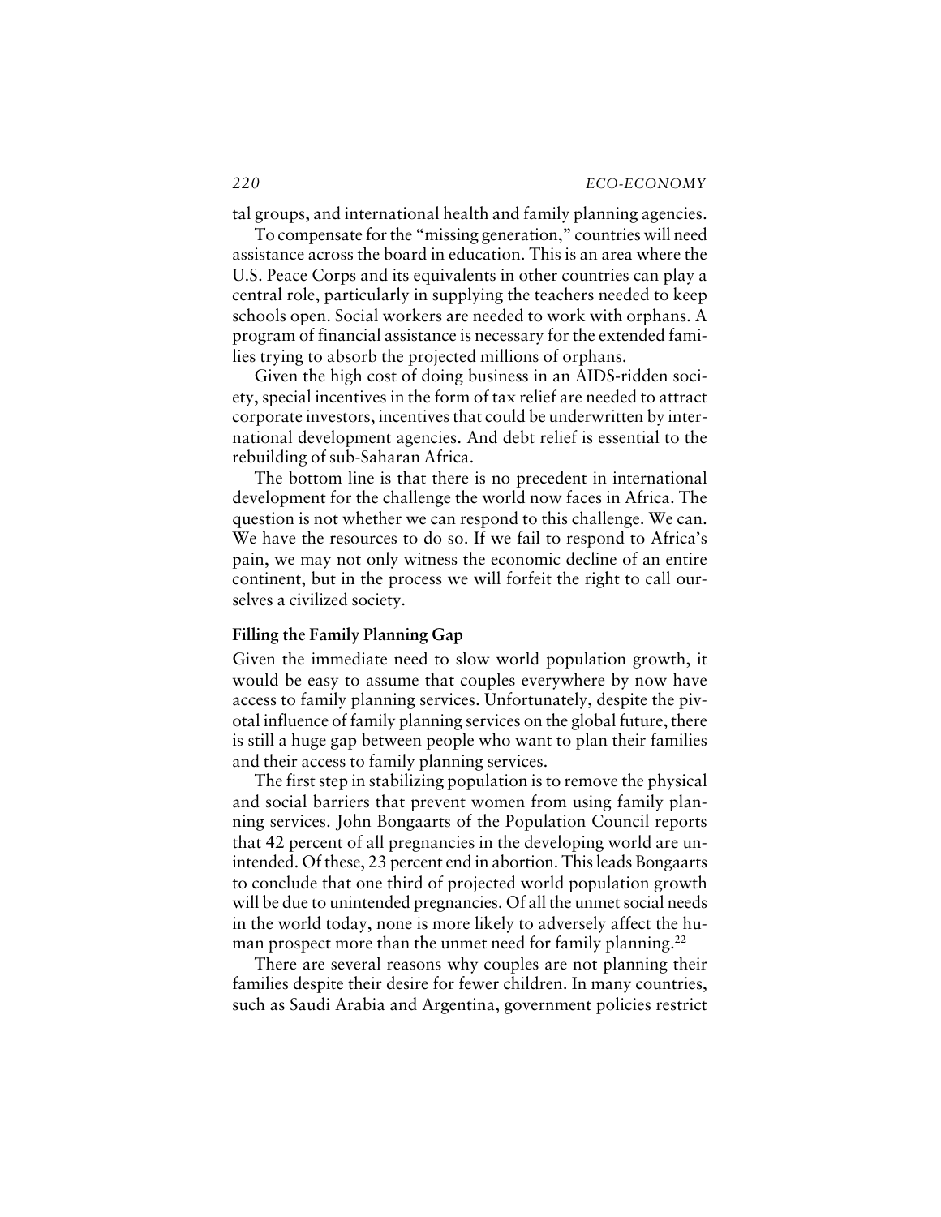tal groups, and international health and family planning agencies.

To compensate for the "missing generation," countries will need assistance across the board in education. This is an area where the U.S. Peace Corps and its equivalents in other countries can play a central role, particularly in supplying the teachers needed to keep schools open. Social workers are needed to work with orphans. A program of financial assistance is necessary for the extended families trying to absorb the projected millions of orphans.

Given the high cost of doing business in an AIDS-ridden society, special incentives in the form of tax relief are needed to attract corporate investors, incentives that could be underwritten by international development agencies. And debt relief is essential to the rebuilding of sub-Saharan Africa.

The bottom line is that there is no precedent in international development for the challenge the world now faces in Africa. The question is not whether we can respond to this challenge. We can. We have the resources to do so. If we fail to respond to Africa's pain, we may not only witness the economic decline of an entire continent, but in the process we will forfeit the right to call ourselves a civilized society.

### Filling the Family Planning Gap

Given the immediate need to slow world population growth, it would be easy to assume that couples everywhere by now have access to family planning services. Unfortunately, despite the pivotal influence of family planning services on the global future, there is still a huge gap between people who want to plan their families and their access to family planning services.

The first step in stabilizing population is to remove the physical and social barriers that prevent women from using family planning services. John Bongaarts of the Population Council reports that 42 percent of all pregnancies in the developing world are unintended. Of these, 23 percent end in abortion. This leads Bongaarts to conclude that one third of projected world population growth will be due to unintended pregnancies. Of all the unmet social needs in the world today, none is more likely to adversely affect the human prospect more than the unmet need for family planning.[22]

There are several reasons why couples are not planning their families despite their desire for fewer children. In many countries, such as Saudi Arabia and Argentina, government policies restrict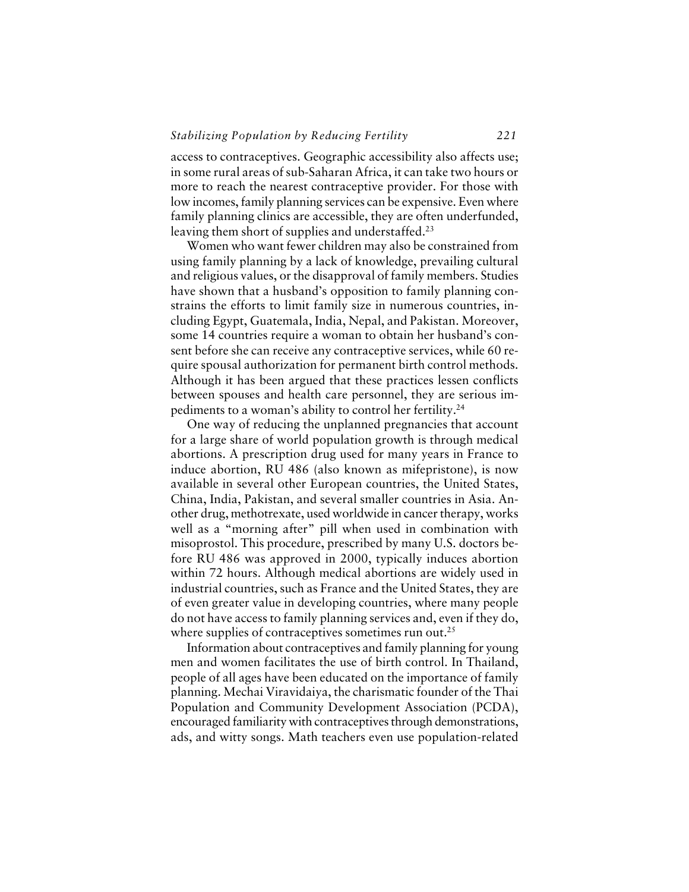access to contraceptives. Geographic accessibility also affects use; in some rural areas of sub-Saharan Africa, it can take two hours or more to reach the nearest contraceptive provider. For those with low incomes, family planning services can be expensive. Even where family planning clinics are accessible, they are often underfunded, leaving them short of supplies and understaffed.[23]

Women who want fewer children may also be constrained from using family planning by a lack of knowledge, prevailing cultural and religious values, or the disapproval of family members. Studies have shown that a husband's opposition to family planning constrains the efforts to limit family size in numerous countries, including Egypt, Guatemala, India, Nepal, and Pakistan. Moreover, some 14 countries require a woman to obtain her husband's consent before she can receive any contraceptive services, while 60 require spousal authorization for permanent birth control methods. Although it has been argued that these practices lessen conflicts between spouses and health care personnel, they are serious impediments to a woman's ability to control her fertility.[24]

One way of reducing the unplanned pregnancies that account for a large share of world population growth is through medical abortions. A prescription drug used for many years in France to induce abortion, RU 486 (also known as mifepristone), is now available in several other European countries, the United States, China, India, Pakistan, and several smaller countries in Asia. Another drug, methotrexate, used worldwide in cancer therapy, works well as a "morning after" pill when used in combination with misoprostol. This procedure, prescribed by many U.S. doctors before RU 486 was approved in 2000, typically induces abortion within 72 hours. Although medical abortions are widely used in industrial countries, such as France and the United States, they are of even greater value in developing countries, where many people do not have access to family planning services and, even if they do, where supplies of contraceptives sometimes run out.[25]

Information about contraceptives and family planning for young men and women facilitates the use of birth control. In Thailand, people of all ages have been educated on the importance of family planning. Mechai Viravidaiya, the charismatic founder of the Thai Population and Community Development Association (PCDA), encouraged familiarity with contraceptives through demonstrations, ads, and witty songs. Math teachers even use population-related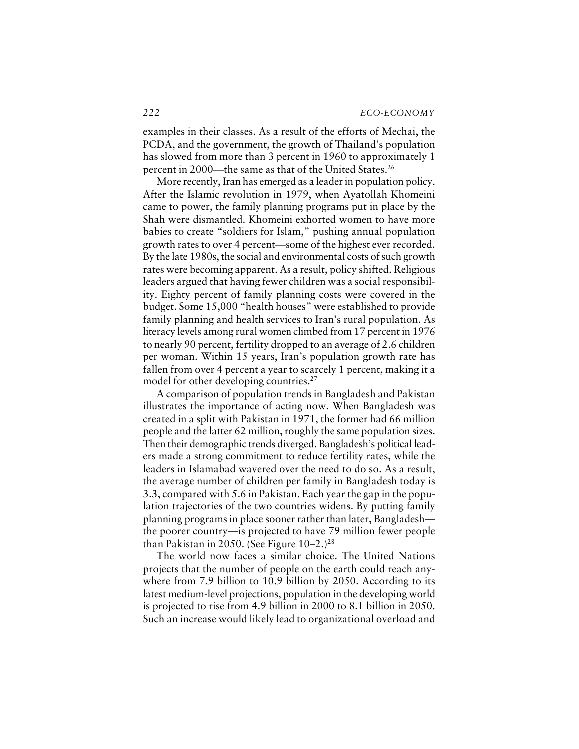examples in their classes. As a result of the efforts of Mechai, the PCDA, and the government, the growth of Thailand's population has slowed from more than 3 percent in 1960 to approximately 1 percent in 2000—the same as that of the United States.[26]

More recently, Iran has emerged as a leader in population policy. After the Islamic revolution in 1979, when Ayatollah Khomeini came to power, the family planning programs put in place by the Shah were dismantled. Khomeini exhorted women to have more babies to create "soldiers for Islam," pushing annual population growth rates to over 4 percent—some of the highest ever recorded. By the late 1980s, the social and environmental costs of such growth rates were becoming apparent. As a result, policy shifted. Religious leaders argued that having fewer children was a social responsibility. Eighty percent of family planning costs were covered in the budget. Some 15,000 "health houses" were established to provide family planning and health services to Iran's rural population. As literacy levels among rural women climbed from 17 percent in 1976 to nearly 90 percent, fertility dropped to an average of 2.6 children per woman. Within 15 years, Iran's population growth rate has fallen from over 4 percent a year to scarcely 1 percent, making it a model for other developing countries.[27]

A comparison of population trends in Bangladesh and Pakistan illustrates the importance of acting now. When Bangladesh was created in a split with Pakistan in 1971, the former had 66 million people and the latter 62 million, roughly the same population sizes. Then their demographic trends diverged. Bangladesh's political leaders made a strong commitment to reduce fertility rates, while the leaders in Islamabad wavered over the need to do so. As a result, the average number of children per family in Bangladesh today is 3.3, compared with 5.6 in Pakistan. Each year the gap in the population trajectories of the two countries widens. By putting family planning programs in place sooner rather than later, Bangladesh—the poorer country—is projected to have 79 million fewer people than Pakistan in 2050. (See Figure 10–2.)[28]

The world now faces a similar choice. The United Nations projects that the number of people on the earth could reach anywhere from 7.9 billion to 10.9 billion by 2050. According to its latest medium-level projections, population in the developing world is projected to rise from 4.9 billion in 2000 to 8.1 billion in 2050. Such an increase would likely lead to organizational overload and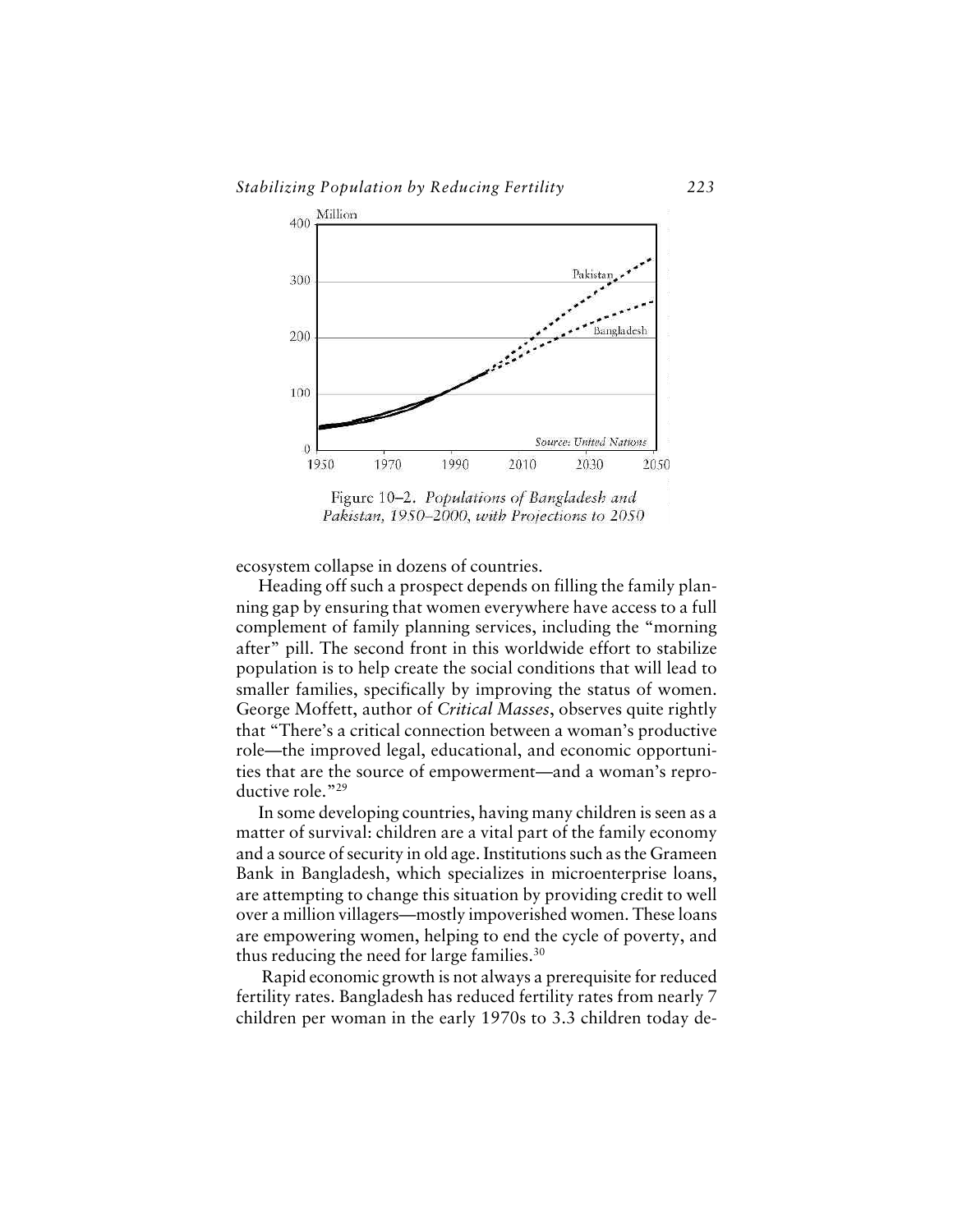Figure 10–2. *Populations of Bangladesh and Pakistan, 1950–2000, with Projections to 2050*

ecosystem collapse in dozens of countries.

Heading off such a prospect depends on filling the family planning gap by ensuring that women everywhere have access to a full complement of family planning services, including the "morning after" pill. The second front in this worldwide effort to stabilize population is to help create the social conditions that will lead to smaller families, specifically by improving the status of women. George Moffett, author of *Critical Masses*, observes quite rightly that "There's a critical connection between a woman's productive role—the improved legal, educational, and economic opportunities that are the source of empowerment—and a woman's reproductive role."[29]

In some developing countries, having many children is seen as a matter of survival: children are a vital part of the family economy and a source of security in old age. Institutions such as the Grameen Bank in Bangladesh, which specializes in microenterprise loans, are attempting to change this situation by providing credit to well over a million villagers—mostly impoverished women. These loans are empowering women, helping to end the cycle of poverty, and thus reducing the need for large families.[30]

Rapid economic growth is not always a prerequisite for reduced fertility rates. Bangladesh has reduced fertility rates from nearly 7 children per woman in the early 1970s to 3.3 children today de-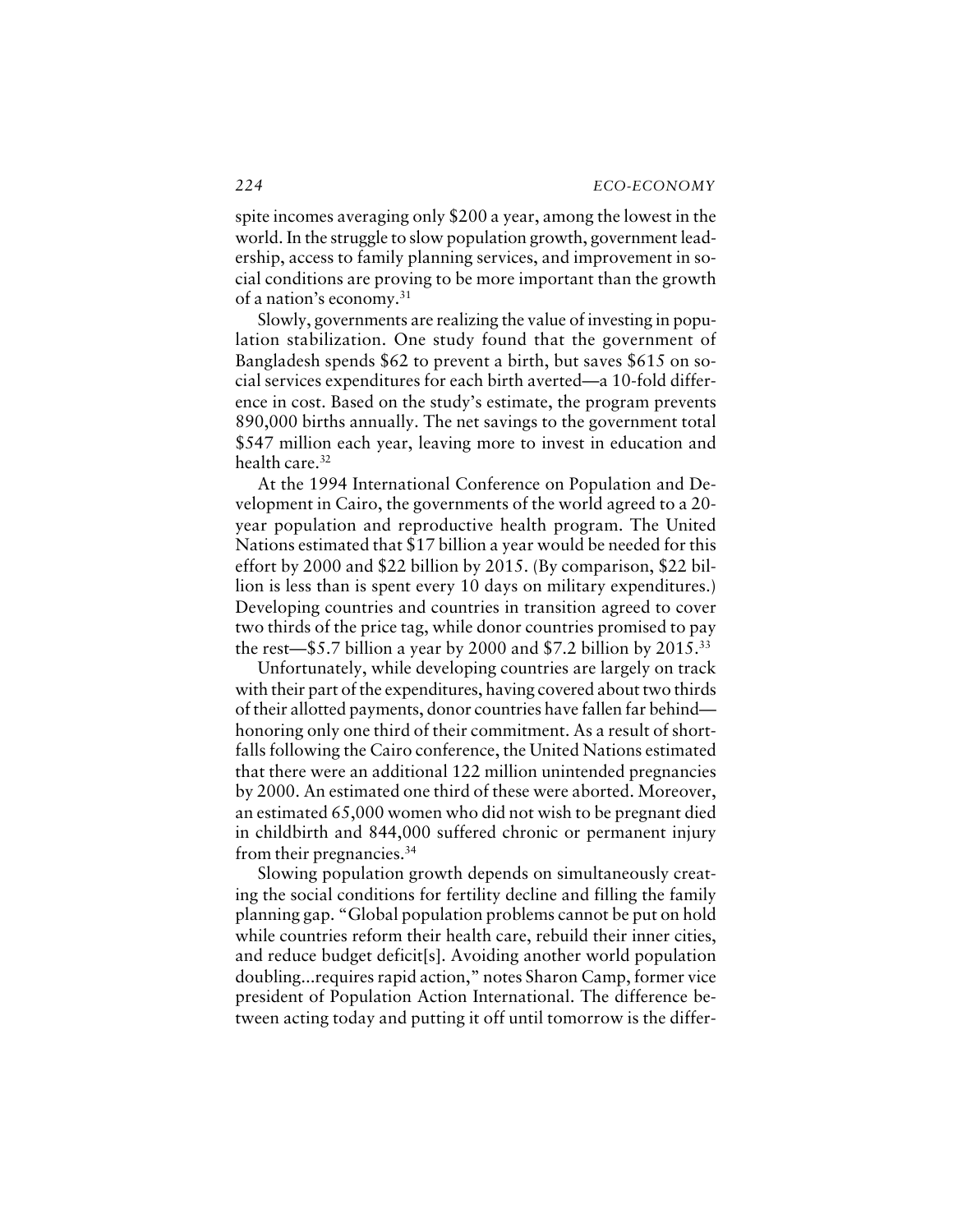spite incomes averaging only $200 a year, among the lowest in the world. In the struggle to slow population growth, government leadership, access to family planning services, and improvement in social conditions are proving to be more important than the growth of a nation's economy.[31]

Slowly, governments are realizing the value of investing in population stabilization. One study found that the government of Bangladesh spends $62 to prevent a birth, but saves $615 on social services expenditures for each birth averted—a 10-fold difference in cost. Based on the study's estimate, the program prevents 890,000 births annually. The net savings to the government total $547 million each year, leaving more to invest in education and health care.[32]

At the 1994 International Conference on Population and Development in Cairo, the governments of the world agreed to a 20-year population and reproductive health program. The United Nations estimated that $17 billion a year would be needed for this effort by 2000 and $22 billion by 2015. (By comparison, $22 billion is less than is spent every 10 days on military expenditures.) Developing countries and countries in transition agreed to cover two thirds of the price tag, while donor countries promised to pay the rest—$5.7 billion a year by 2000 and $7.2 billion by 2015.[33]

Unfortunately, while developing countries are largely on track with their part of the expenditures, having covered about two thirds of their allotted payments, donor countries have fallen far behind—honoring only one third of their commitment. As a result of shortfalls following the Cairo conference, the United Nations estimated that there were an additional 122 million unintended pregnancies by 2000. An estimated one third of these were aborted. Moreover, an estimated 65,000 women who did not wish to be pregnant died in childbirth and 844,000 suffered chronic or permanent injury from their pregnancies.[34]

Slowing population growth depends on simultaneously creating the social conditions for fertility decline and filling the family planning gap. "Global population problems cannot be put on hold while countries reform their health care, rebuild their inner cities, and reduce budget deficit[s]. Avoiding another world population doubling...requires rapid action," notes Sharon Camp, former vice president of Population Action International. The difference between acting today and putting it off until tomorrow is the differ-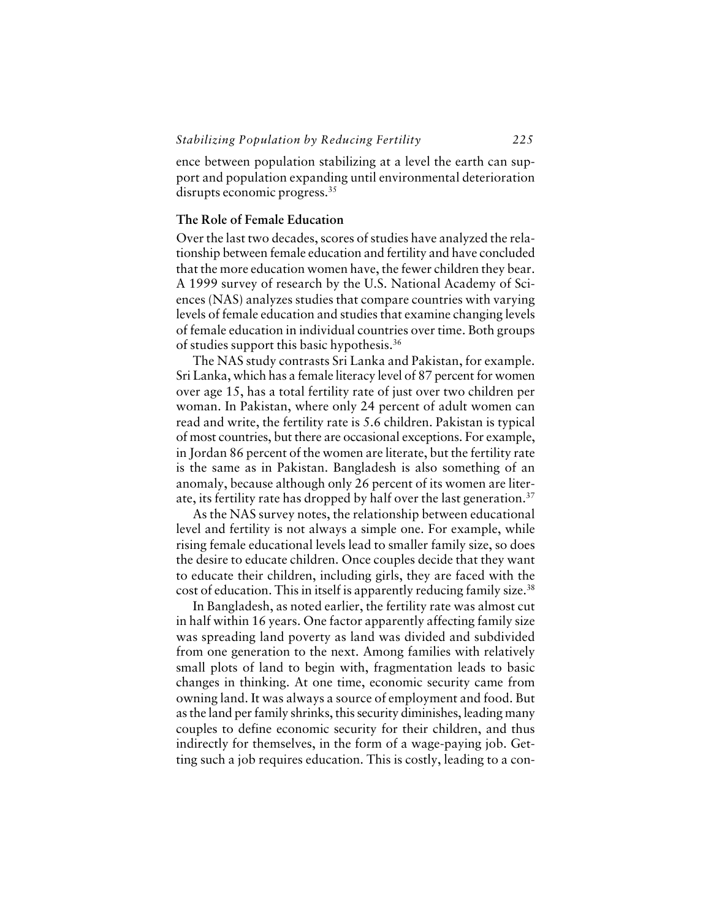ence between population stabilizing at a level the earth can support and population expanding until environmental deterioration disrupts economic progress.[35]

### The Role of Female Education

Over the last two decades, scores of studies have analyzed the relationship between female education and fertility and have concluded that the more education women have, the fewer children they bear. A 1999 survey of research by the U.S. National Academy of Sciences (NAS) analyzes studies that compare countries with varying levels of female education and studies that examine changing levels of female education in individual countries over time. Both groups of studies support this basic hypothesis.[36]

The NAS study contrasts Sri Lanka and Pakistan, for example. Sri Lanka, which has a female literacy level of 87 percent for women over age 15, has a total fertility rate of just over two children per woman. In Pakistan, where only 24 percent of adult women can read and write, the fertility rate is 5.6 children. Pakistan is typical of most countries, but there are occasional exceptions. For example, in Jordan 86 percent of the women are literate, but the fertility rate is the same as in Pakistan. Bangladesh is also something of an anomaly, because although only 26 percent of its women are literate, its fertility rate has dropped by half over the last generation.[37]

As the NAS survey notes, the relationship between educational level and fertility is not always a simple one. For example, while rising female educational levels lead to smaller family size, so does the desire to educate children. Once couples decide that they want to educate their children, including girls, they are faced with the cost of education. This in itself is apparently reducing family size.[38]

In Bangladesh, as noted earlier, the fertility rate was almost cut in half within 16 years. One factor apparently affecting family size was spreading land poverty as land was divided and subdivided from one generation to the next. Among families with relatively small plots of land to begin with, fragmentation leads to basic changes in thinking. At one time, economic security came from owning land. It was always a source of employment and food. But as the land per family shrinks, this security diminishes, leading many couples to define economic security for their children, and thus indirectly for themselves, in the form of a wage-paying job. Getting such a job requires education. This is costly, leading to a con-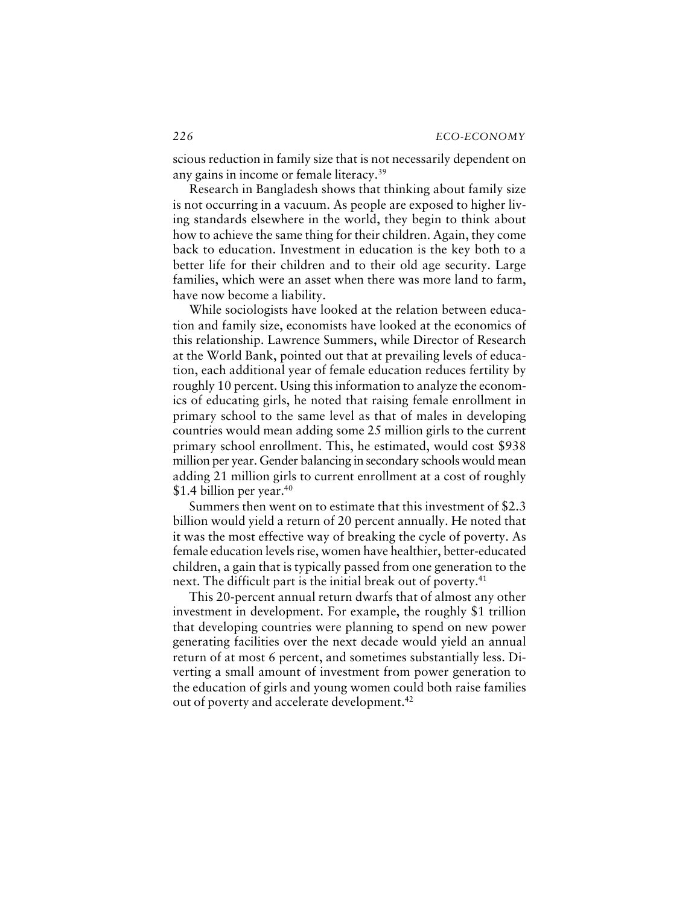scious reduction in family size that is not necessarily dependent on any gains in income or female literacy.[39]

Research in Bangladesh shows that thinking about family size is not occurring in a vacuum. As people are exposed to higher living standards elsewhere in the world, they begin to think about how to achieve the same thing for their children. Again, they come back to education. Investment in education is the key both to a better life for their children and to their old age security. Large families, which were an asset when there was more land to farm, have now become a liability.

While sociologists have looked at the relation between education and family size, economists have looked at the economics of this relationship. Lawrence Summers, while Director of Research at the World Bank, pointed out that at prevailing levels of education, each additional year of female education reduces fertility by roughly 10 percent. Using this information to analyze the economics of educating girls, he noted that raising female enrollment in primary school to the same level as that of males in developing countries would mean adding some 25 million girls to the current primary school enrollment. This, he estimated, would cost $938 million per year. Gender balancing in secondary schools would mean adding 21 million girls to current enrollment at a cost of roughly $1.4 billion per year.[40]

Summers then went on to estimate that this investment of $2.3 billion would yield a return of 20 percent annually. He noted that it was the most effective way of breaking the cycle of poverty. As female education levels rise, women have healthier, better-educated children, a gain that is typically passed from one generation to the next. The difficult part is the initial break out of poverty.[41]

This 20-percent annual return dwarfs that of almost any other investment in development. For example, the roughly $1 trillion that developing countries were planning to spend on new power generating facilities over the next decade would yield an annual return of at most 6 percent, and sometimes substantially less. Diverting a small amount of investment from power generation to the education of girls and young women could both raise families out of poverty and accelerate development.[42]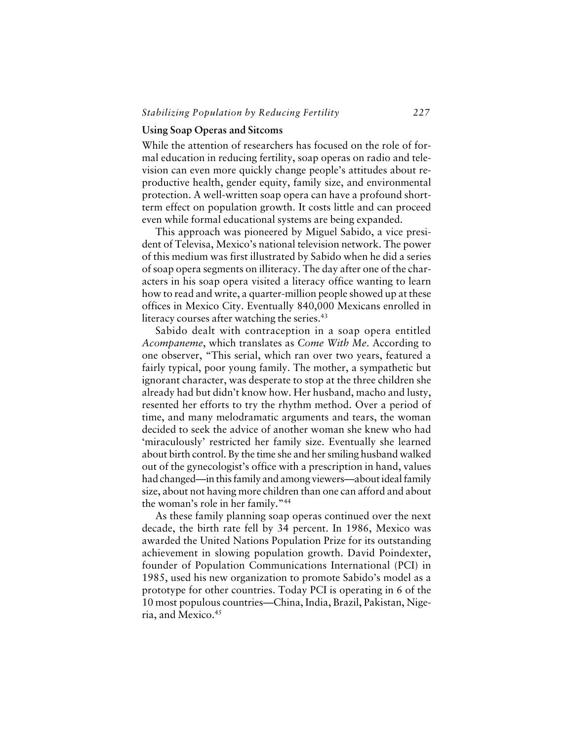## Using Soap Operas and Sitcoms

While the attention of researchers has focused on the role of formal education in reducing fertility, soap operas on radio and television can even more quickly change people's attitudes about reproductive health, gender equity, family size, and environmental protection. A well-written soap opera can have a profound short-term effect on population growth. It costs little and can proceed even while formal educational systems are being expanded.

This approach was pioneered by Miguel Sabido, a vice president of Televisa, Mexico's national television network. The power of this medium was first illustrated by Sabido when he did a series of soap opera segments on illiteracy. The day after one of the characters in his soap opera visited a literacy office wanting to learn how to read and write, a quarter-million people showed up at these offices in Mexico City. Eventually 840,000 Mexicans enrolled in literacy courses after watching the series.[43]

Sabido dealt with contraception in a soap opera entitled *Acompaneme*, which translates as *Come With Me*. According to one observer, "This serial, which ran over two years, featured a fairly typical, poor young family. The mother, a sympathetic but ignorant character, was desperate to stop at the three children she already had but didn't know how. Her husband, macho and lusty, resented her efforts to try the rhythm method. Over a period of time, and many melodramatic arguments and tears, the woman decided to seek the advice of another woman she knew who had 'miraculously' restricted her family size. Eventually she learned about birth control. By the time she and her smiling husband walked out of the gynecologist's office with a prescription in hand, values had changed—in this family and among viewers—about ideal family size, about not having more children than one can afford and about the woman's role in her family."[44]

As these family planning soap operas continued over the next decade, the birth rate fell by 34 percent. In 1986, Mexico was awarded the United Nations Population Prize for its outstanding achievement in slowing population growth. David Poindexter, founder of Population Communications International (PCI) in 1985, used his new organization to promote Sabido's model as a prototype for other countries. Today PCI is operating in 6 of the 10 most populous countries—China, India, Brazil, Pakistan, Nigeria, and Mexico.[45]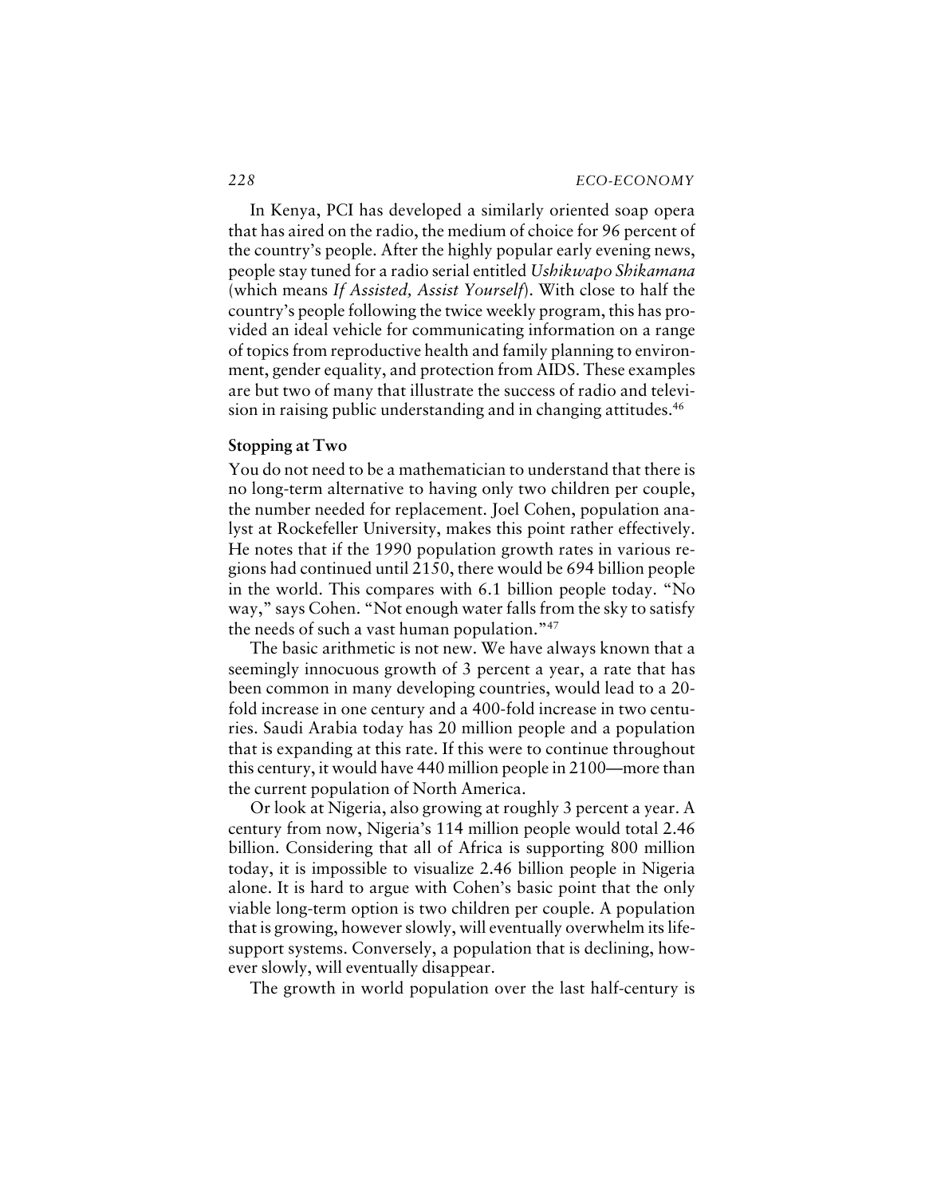In Kenya, PCI has developed a similarly oriented soap opera that has aired on the radio, the medium of choice for 96 percent of the country's people. After the highly popular early evening news, people stay tuned for a radio serial entitled *Ushikwapo Shikamana* (which means *If Assisted, Assist Yourself*). With close to half the country's people following the twice weekly program, this has provided an ideal vehicle for communicating information on a range of topics from reproductive health and family planning to environment, gender equality, and protection from AIDS. These examples are but two of many that illustrate the success of radio and television in raising public understanding and in changing attitudes.[46]

### Stopping at Two

You do not need to be a mathematician to understand that there is no long-term alternative to having only two children per couple, the number needed for replacement. Joel Cohen, population analyst at Rockefeller University, makes this point rather effectively. He notes that if the 1990 population growth rates in various regions had continued until 2150, there would be 694 billion people in the world. This compares with 6.1 billion people today. "No way," says Cohen. "Not enough water falls from the sky to satisfy the needs of such a vast human population."[47]

The basic arithmetic is not new. We have always known that a seemingly innocuous growth of 3 percent a year, a rate that has been common in many developing countries, would lead to a 20-fold increase in one century and a 400-fold increase in two centuries. Saudi Arabia today has 20 million people and a population that is expanding at this rate. If this were to continue throughout this century, it would have 440 million people in 2100—more than the current population of North America.

Or look at Nigeria, also growing at roughly 3 percent a year. A century from now, Nigeria's 114 million people would total 2.46 billion. Considering that all of Africa is supporting 800 million today, it is impossible to visualize 2.46 billion people in Nigeria alone. It is hard to argue with Cohen's basic point that the only viable long-term option is two children per couple. A population that is growing, however slowly, will eventually overwhelm its life-support systems. Conversely, a population that is declining, however slowly, will eventually disappear.

The growth in world population over the last half-century is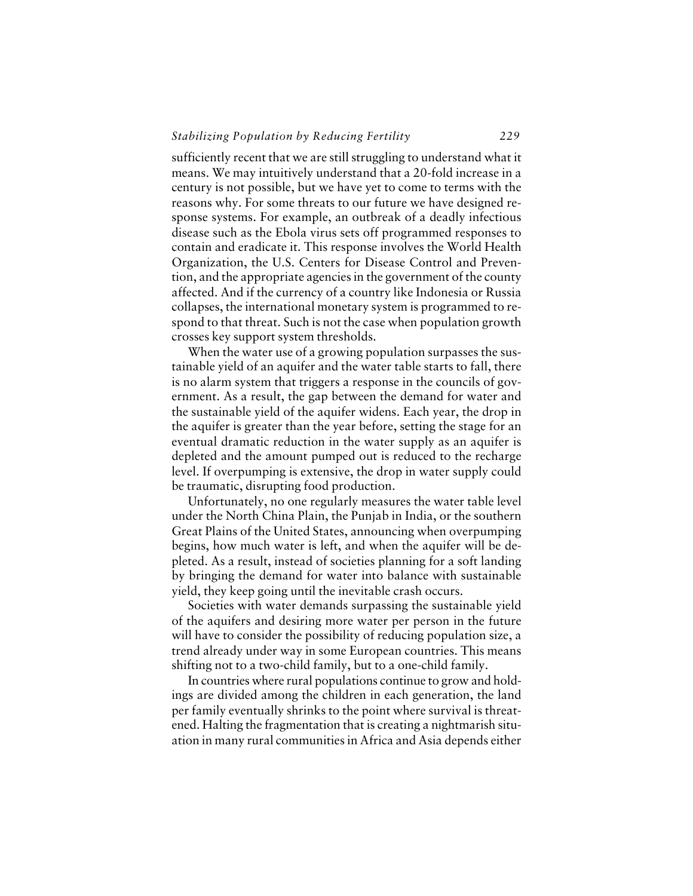sufficiently recent that we are still struggling to understand what it means. We may intuitively understand that a 20-fold increase in a century is not possible, but we have yet to come to terms with the reasons why. For some threats to our future we have designed response systems. For example, an outbreak of a deadly infectious disease such as the Ebola virus sets off programmed responses to contain and eradicate it. This response involves the World Health Organization, the U.S. Centers for Disease Control and Prevention, and the appropriate agencies in the government of the county affected. And if the currency of a country like Indonesia or Russia collapses, the international monetary system is programmed to respond to that threat. Such is not the case when population growth crosses key support system thresholds.

When the water use of a growing population surpasses the sustainable yield of an aquifer and the water table starts to fall, there is no alarm system that triggers a response in the councils of government. As a result, the gap between the demand for water and the sustainable yield of the aquifer widens. Each year, the drop in the aquifer is greater than the year before, setting the stage for an eventual dramatic reduction in the water supply as an aquifer is depleted and the amount pumped out is reduced to the recharge level. If overpumping is extensive, the drop in water supply could be traumatic, disrupting food production.

Unfortunately, no one regularly measures the water table level under the North China Plain, the Punjab in India, or the southern Great Plains of the United States, announcing when overpumping begins, how much water is left, and when the aquifer will be depleted. As a result, instead of societies planning for a soft landing by bringing the demand for water into balance with sustainable yield, they keep going until the inevitable crash occurs.

Societies with water demands surpassing the sustainable yield of the aquifers and desiring more water per person in the future will have to consider the possibility of reducing population size, a trend already under way in some European countries. This means shifting not to a two-child family, but to a one-child family.

In countries where rural populations continue to grow and holdings are divided among the children in each generation, the land per family eventually shrinks to the point where survival is threatened. Halting the fragmentation that is creating a nightmarish situation in many rural communities in Africa and Asia depends either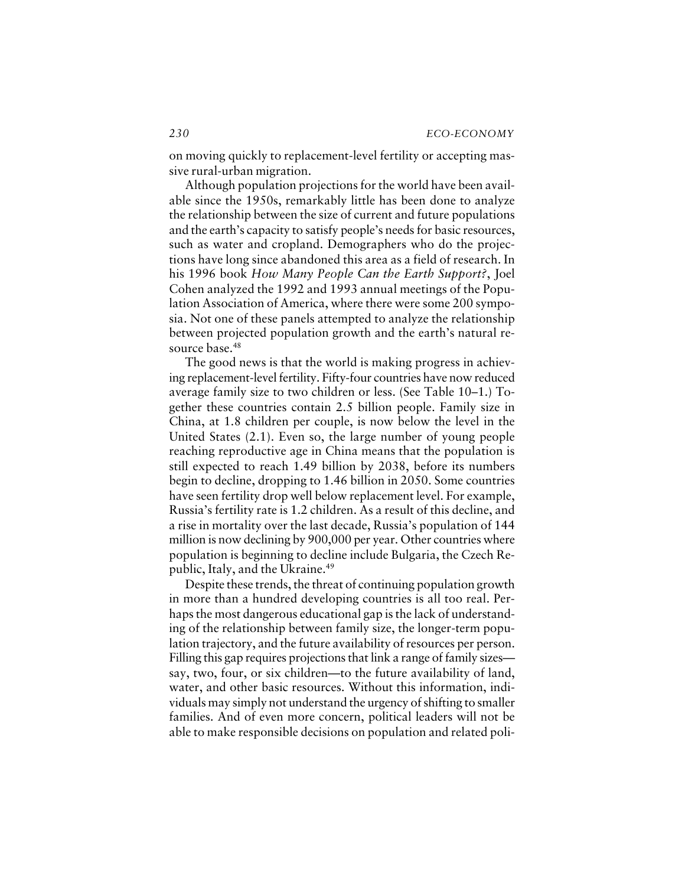on moving quickly to replacement-level fertility or accepting massive rural-urban migration.

Although population projections for the world have been available since the 1950s, remarkably little has been done to analyze the relationship between the size of current and future populations and the earth's capacity to satisfy people's needs for basic resources, such as water and cropland. Demographers who do the projections have long since abandoned this area as a field of research. In his 1996 book *How Many People Can the Earth Support?*, Joel Cohen analyzed the 1992 and 1993 annual meetings of the Population Association of America, where there were some 200 symposia. Not one of these panels attempted to analyze the relationship between projected population growth and the earth's natural resource base.[48]

The good news is that the world is making progress in achieving replacement-level fertility. Fifty-four countries have now reduced average family size to two children or less. (See Table 10–1.) Together these countries contain 2.5 billion people. Family size in China, at 1.8 children per couple, is now below the level in the United States (2.1). Even so, the large number of young people reaching reproductive age in China means that the population is still expected to reach 1.49 billion by 2038, before its numbers begin to decline, dropping to 1.46 billion in 2050. Some countries have seen fertility drop well below replacement level. For example, Russia's fertility rate is 1.2 children. As a result of this decline, and a rise in mortality over the last decade, Russia's population of 144 million is now declining by 900,000 per year. Other countries where population is beginning to decline include Bulgaria, the Czech Republic, Italy, and the Ukraine.[49]

Despite these trends, the threat of continuing population growth in more than a hundred developing countries is all too real. Perhaps the most dangerous educational gap is the lack of understanding of the relationship between family size, the longer-term population trajectory, and the future availability of resources per person. Filling this gap requires projections that link a range of family sizes—say, two, four, or six children—to the future availability of land, water, and other basic resources. Without this information, individuals may simply not understand the urgency of shifting to smaller families. And of even more concern, political leaders will not be able to make responsible decisions on population and related poli-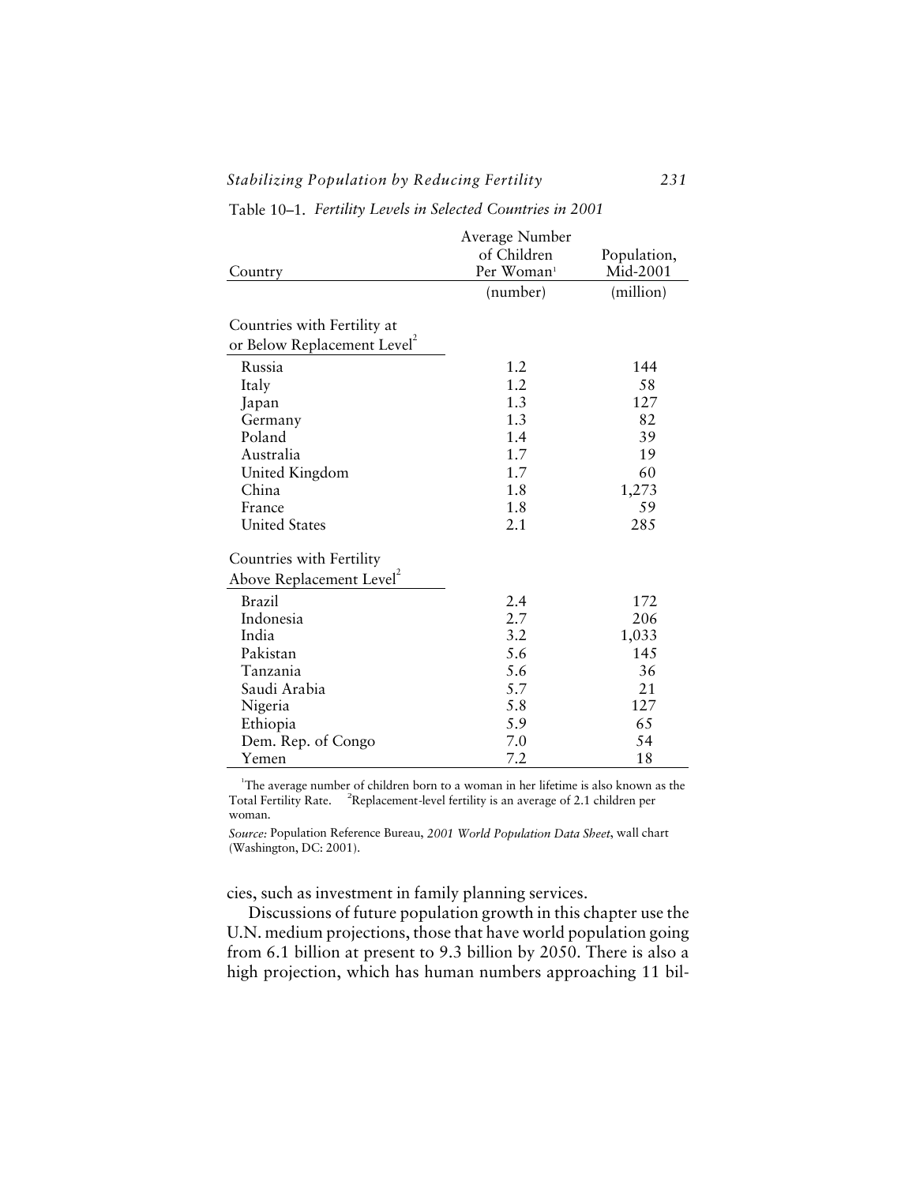Table 10–1. *Fertility Levels in Selected Countries in 2001*

| Country | Average Number of Children Per Woman[1] | Population, Mid-2001 |
|---|---|---|
| | (number) | (million) |
| **Countries with Fertility at or Below Replacement Level[2]** | | |
| Russia | 1.2 | 144 |
| Italy | 1.2 | 58 |
| Japan | 1.3 | 127 |
| Germany | 1.3 | 82 |
| Poland | 1.4 | 39 |
| Australia | 1.7 | 19 |
| United Kingdom | 1.7 | 60 |
| China | 1.8 | 1,273 |
| France | 1.8 | 59 |
| United States | 2.1 | 285 |
| **Countries with Fertility Above Replacement Level[2]** | | |
| Brazil | 2.4 | 172 |
| Indonesia | 2.7 | 206 |
| India | 3.2 | 1,033 |
| Pakistan | 5.6 | 145 |
| Tanzania | 5.6 | 36 |
| Saudi Arabia | 5.7 | 21 |
| Nigeria | 5.8 | 127 |
| Ethiopia | 5.9 | 65 |
| Dem. Rep. of Congo | 7.0 | 54 |
| Yemen | 7.2 | 18 |

[1]The average number of children born to a woman in her lifetime is also known as the Total Fertility Rate. [2]Replacement-level fertility is an average of 2.1 children per woman.

*Source:* Population Reference Bureau, *2001 World Population Data Sheet*, wall chart (Washington, DC: 2001).

cies, such as investment in family planning services.

Discussions of future population growth in this chapter use the U.N. medium projections, those that have world population going from 6.1 billion at present to 9.3 billion by 2050. There is also a high projection, which has human numbers approaching 11 bil-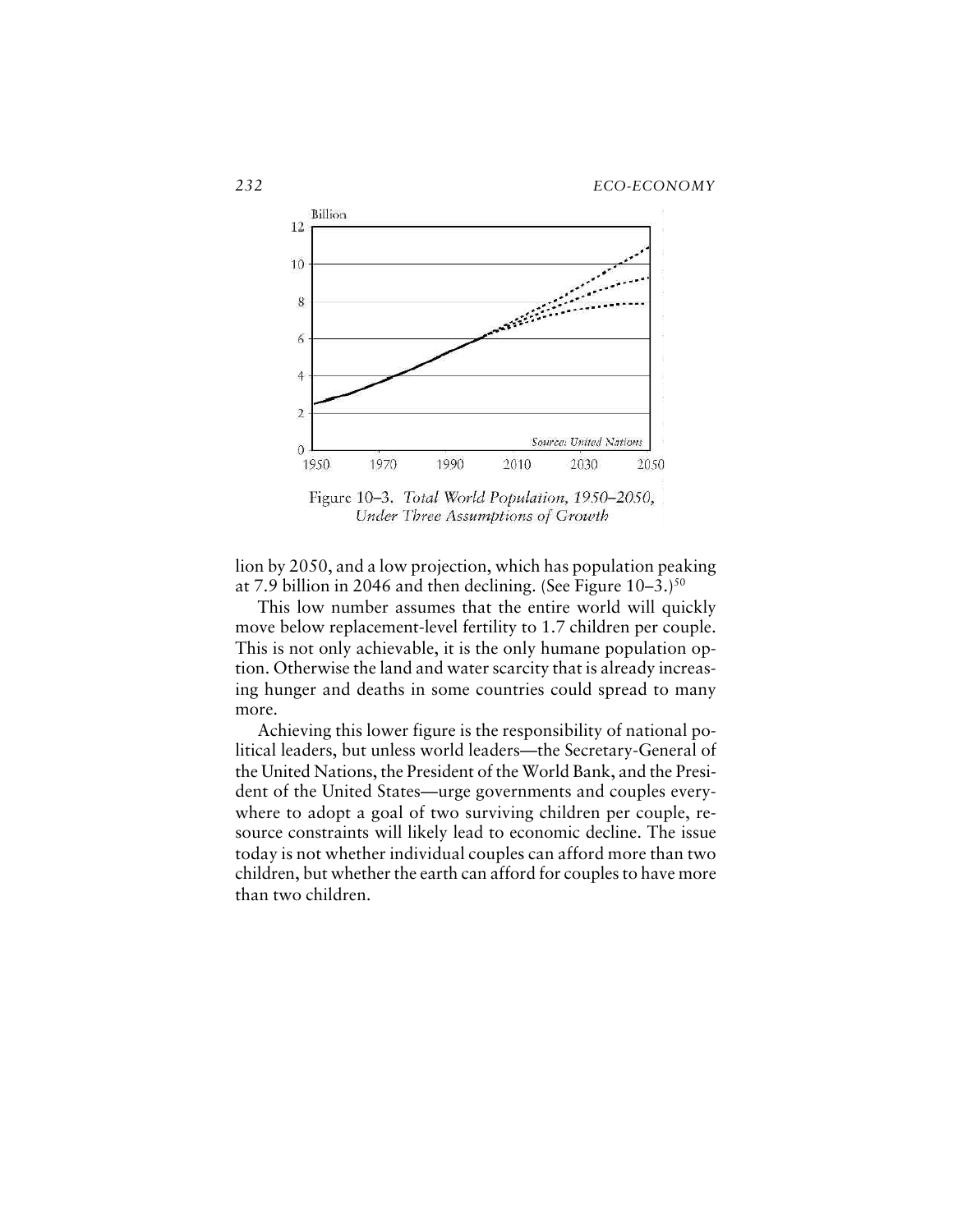Billion

12

10

8

6

4

2

0

1950 1970 1990 2010 2030 2050

Source: United Nations

Figure 10–3. *Total World Population, 1950–2050, Under Three Assumptions of Growth*

lion by 2050, and a low projection, which has population peaking at 7.9 billion in 2046 and then declining. (See Figure 10–3.)[50]

This low number assumes that the entire world will quickly move below replacement-level fertility to 1.7 children per couple. This is not only achievable, it is the only humane population option. Otherwise the land and water scarcity that is already increasing hunger and deaths in some countries could spread to many more.

Achieving this lower figure is the responsibility of national political leaders, but unless world leaders—the Secretary-General of the United Nations, the President of the World Bank, and the President of the United States—urge governments and couples everywhere to adopt a goal of two surviving children per couple, resource constraints will likely lead to economic decline. The issue today is not whether individual couples can afford more than two children, but whether the earth can afford for couples to have more than two children.